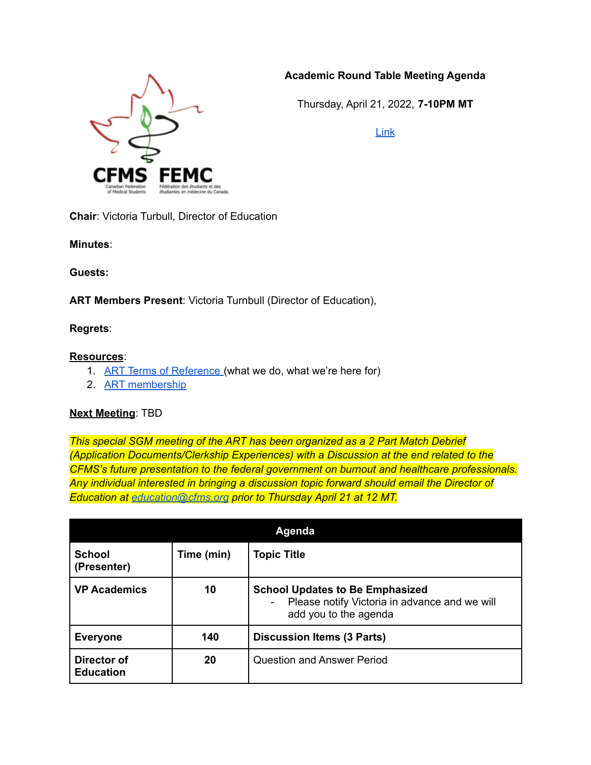**Academic Round Table Meeting Agenda**

Thursday, April 21, 2022, **7-10PM MT**

[Link]

**Chair**: Victoria Turbull, Director of Education

**Minutes**:

**Guests:**

**ART Members Present**: Victoria Turnbull (Director of Education),

**Regrets**:

**Resources**:

1. [ART Terms of Reference] (what we do, what we're here for)
2. [ART membership]

**Next Meeting**: TBD

*This special SGM meeting of the ART has been organized as a 2 Part Match Debrief (Application Documents/Clerkship Experiences) with a Discussion at the end related to the CFMS's future presentation to the federal government on burnout and healthcare professionals. Any individual interested in bringing a discussion topic forward should email the Director of Education at education@cfms.org prior to Thursday April 21 at 12 MT.*

| **Agenda** | | |
|---|---|---|
| **School (Presenter)** | **Time (min)** | **Topic Title** |
| **VP Academics** | **10** | **School Updates to Be Emphasized**<br>- Please notify Victoria in advance and we will add you to the agenda |
| **Everyone** | **140** | **Discussion Items (3 Parts)** |
| **Director of Education** | **20** | Question and Answer Period |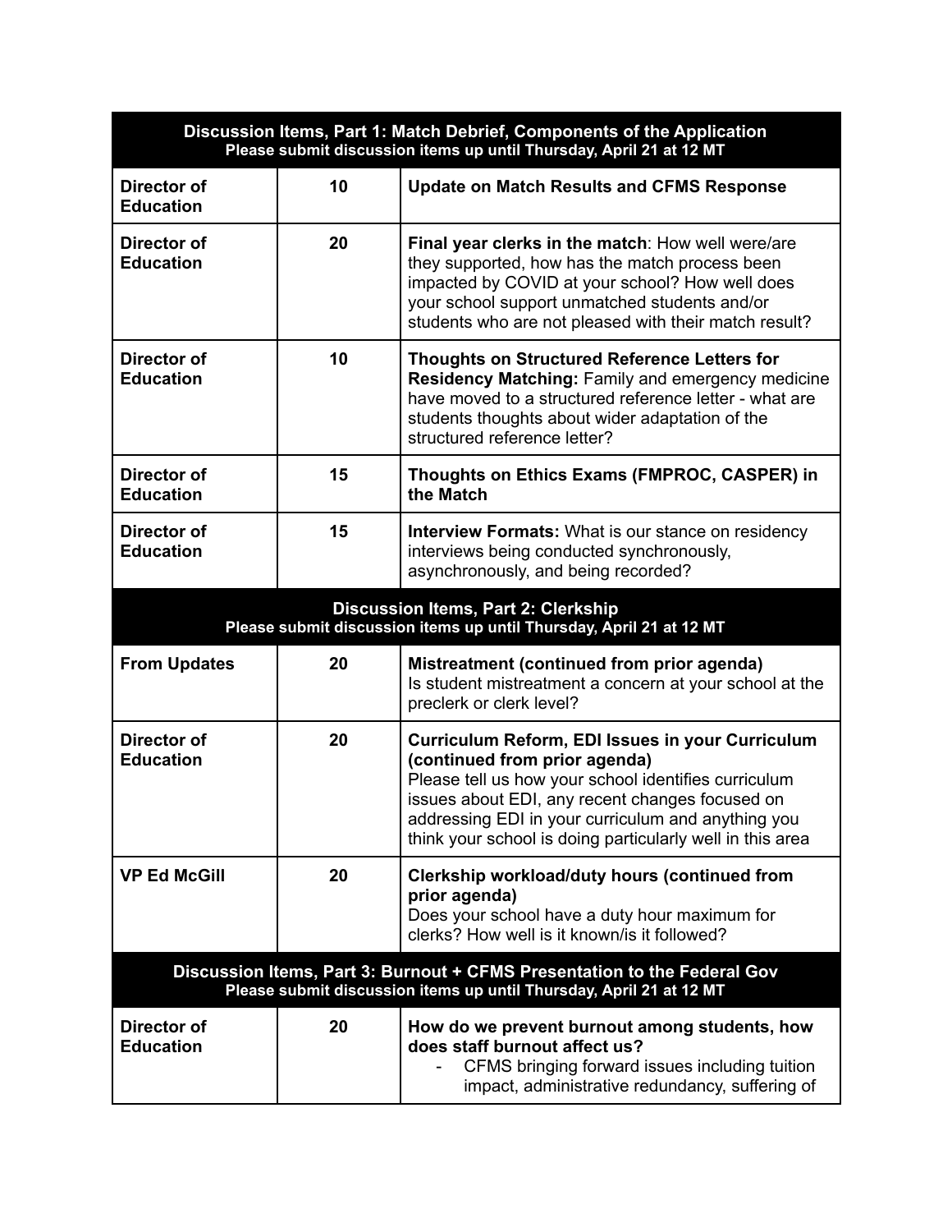| **Discussion Items, Part 1: Match Debrief, Components of the Application** **Please submit discussion items up until Thursday, April 21 at 12 MT** | | |
|---|---|---|
| **Director of Education** | **10** | **Update on Match Results and CFMS Response** |
| **Director of Education** | **20** | **Final year clerks in the match**: How well were/are they supported, how has the match process been impacted by COVID at your school? How well does your school support unmatched students and/or students who are not pleased with their match result? |
| **Director of Education** | **10** | **Thoughts on Structured Reference Letters for Residency Matching:** Family and emergency medicine have moved to a structured reference letter - what are students thoughts about wider adaptation of the structured reference letter? |
| **Director of Education** | **15** | **Thoughts on Ethics Exams (FMPROC, CASPER) in the Match** |
| **Director of Education** | **15** | **Interview Formats:** What is our stance on residency interviews being conducted synchronously, asynchronously, and being recorded? |
| **Discussion Items, Part 2: Clerkship** **Please submit discussion items up until Thursday, April 21 at 12 MT** | | |
| **From Updates** | **20** | **Mistreatment (continued from prior agenda)** Is student mistreatment a concern at your school at the preclerk or clerk level? |
| **Director of Education** | **20** | **Curriculum Reform, EDI Issues in your Curriculum (continued from prior agenda)** Please tell us how your school identifies curriculum issues about EDI, any recent changes focused on addressing EDI in your curriculum and anything you think your school is doing particularly well in this area |
| **VP Ed McGill** | **20** | **Clerkship workload/duty hours (continued from prior agenda)** Does your school have a duty hour maximum for clerks? How well is it known/is it followed? |
| **Discussion Items, Part 3: Burnout + CFMS Presentation to the Federal Gov** **Please submit discussion items up until Thursday, April 21 at 12 MT** | | |
| **Director of Education** | **20** | **How do we prevent burnout among students, how does staff burnout affect us?** - CFMS bringing forward issues including tuition impact, administrative redundancy, suffering of |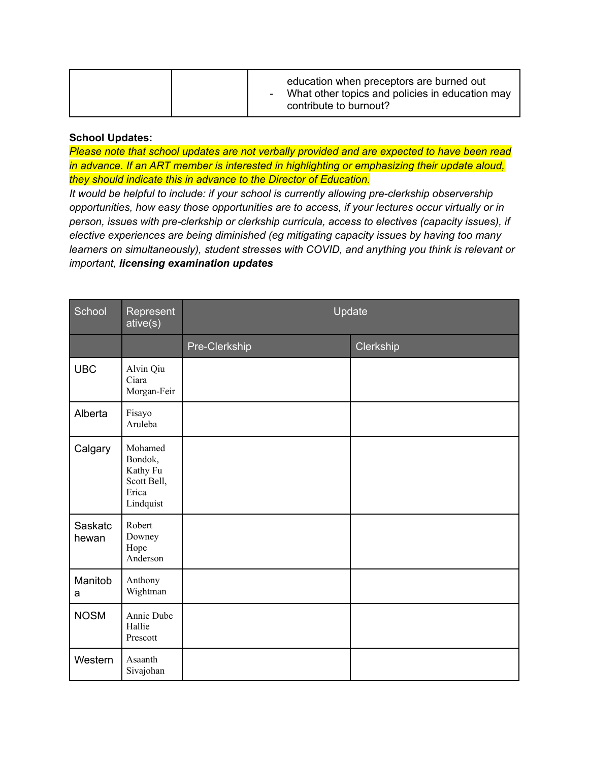| | | education when preceptors are burned out<br>- What other topics and policies in education may contribute to burnout? |
|---|---|---|

**School Updates:**

*Please note that school updates are not verbally provided and are expected to have been read in advance. If an ART member is interested in highlighting or emphasizing their update aloud, they should indicate this in advance to the Director of Education.*

*It would be helpful to include: if your school is currently allowing pre-clerkship observership opportunities, how easy those opportunities are to access, if your lectures occur virtually or in person, issues with pre-clerkship or clerkship curricula, access to electives (capacity issues), if elective experiences are being diminished (eg mitigating capacity issues by having too many learners on simultaneously), student stresses with COVID, and anything you think is relevant or important,* ***licensing examination updates***

| School | Representative(s) | Update | |
|---|---|---|---|
| | | Pre-Clerkship | Clerkship |
| UBC | Alvin Qiu<br>Ciara Morgan-Feir | | |
| Alberta | Fisayo Aruleba | | |
| Calgary | Mohamed Bondok, Kathy Fu<br>Scott Bell, Erica Lindquist | | |
| Saskatchewan | Robert Downey<br>Hope Anderson | | |
| Manitoba | Anthony Wightman | | |
| NOSM | Annie Dube<br>Hallie Prescott | | |
| Western | Asaanth Sivajohan | | |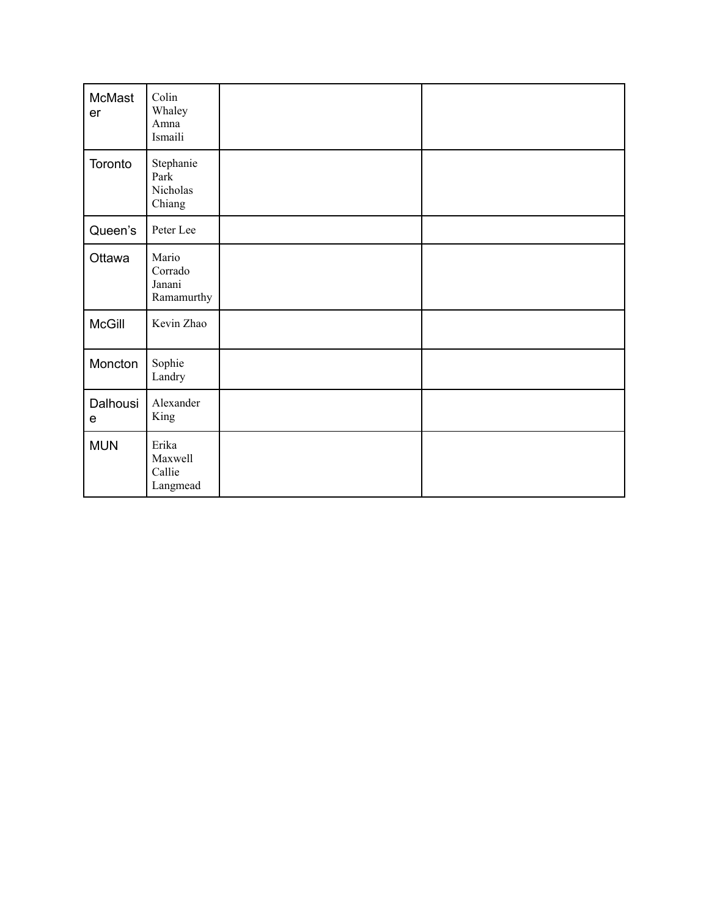| | | | |
|---|---|---|---|
| McMaster | Colin Whaley Amna Ismaili | | |
| Toronto | Stephanie Park Nicholas Chiang | | |
| Queen's | Peter Lee | | |
| Ottawa | Mario Corrado Janani Ramamurthy | | |
| McGill | Kevin Zhao | | |
| Moncton | Sophie Landry | | |
| Dalhousie | Alexander King | | |
| MUN | Erika Maxwell Callie Langmead | | |